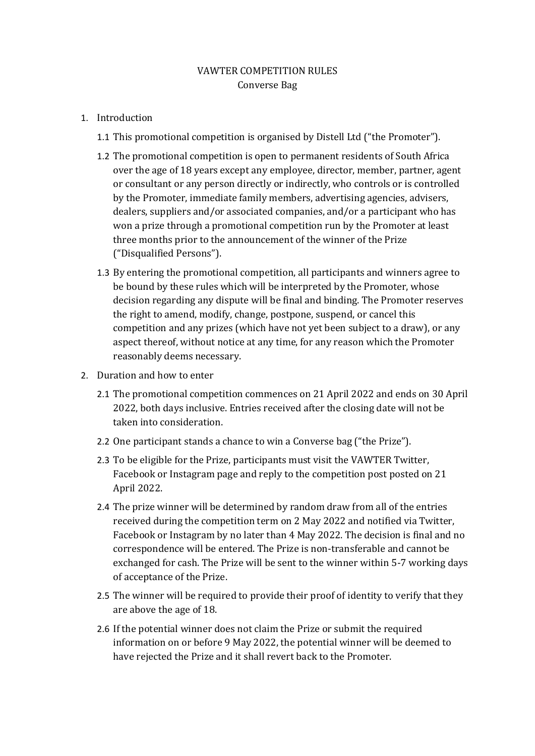# VAWTER COMPETITION RULES
## Converse Bag

1. Introduction

   1.1 This promotional competition is organised by Distell Ltd ("the Promoter").

   1.2 The promotional competition is open to permanent residents of South Africa over the age of 18 years except any employee, director, member, partner, agent or consultant or any person directly or indirectly, who controls or is controlled by the Promoter, immediate family members, advertising agencies, advisers, dealers, suppliers and/or associated companies, and/or a participant who has won a prize through a promotional competition run by the Promoter at least three months prior to the announcement of the winner of the Prize ("Disqualified Persons").

   1.3 By entering the promotional competition, all participants and winners agree to be bound by these rules which will be interpreted by the Promoter, whose decision regarding any dispute will be final and binding. The Promoter reserves the right to amend, modify, change, postpone, suspend, or cancel this competition and any prizes (which have not yet been subject to a draw), or any aspect thereof, without notice at any time, for any reason which the Promoter reasonably deems necessary.

2. Duration and how to enter

   2.1 The promotional competition commences on 21 April 2022 and ends on 30 April 2022, both days inclusive. Entries received after the closing date will not be taken into consideration.

   2.2 One participant stands a chance to win a Converse bag ("the Prize").

   2.3 To be eligible for the Prize, participants must visit the VAWTER Twitter, Facebook or Instagram page and reply to the competition post posted on 21 April 2022.

   2.4 The prize winner will be determined by random draw from all of the entries received during the competition term on 2 May 2022 and notified via Twitter, Facebook or Instagram by no later than 4 May 2022. The decision is final and no correspondence will be entered. The Prize is non-transferable and cannot be exchanged for cash. The Prize will be sent to the winner within 5-7 working days of acceptance of the Prize.

   2.5 The winner will be required to provide their proof of identity to verify that they are above the age of 18.

   2.6 If the potential winner does not claim the Prize or submit the required information on or before 9 May 2022, the potential winner will be deemed to have rejected the Prize and it shall revert back to the Promoter.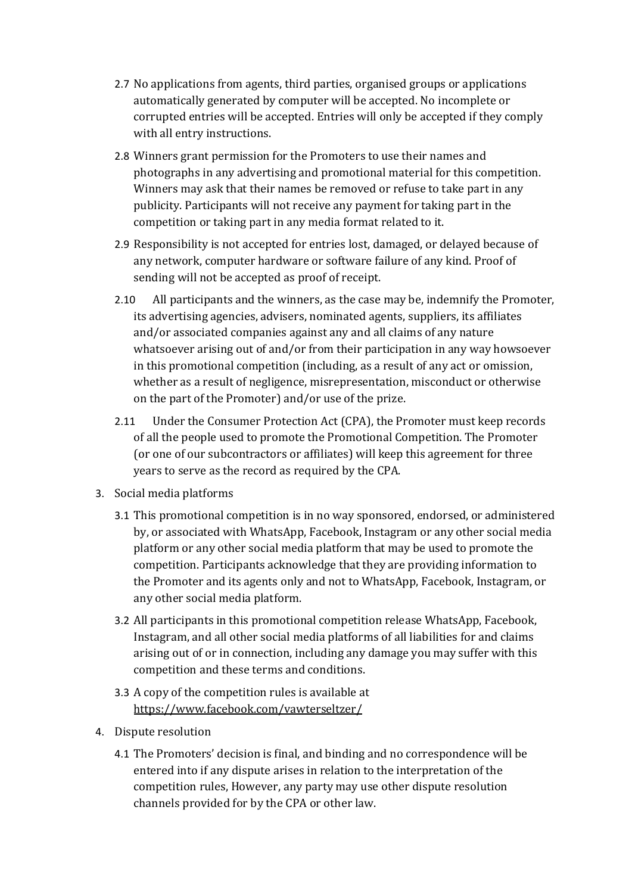2.7 No applications from agents, third parties, organised groups or applications automatically generated by computer will be accepted. No incomplete or corrupted entries will be accepted. Entries will only be accepted if they comply with all entry instructions.

2.8 Winners grant permission for the Promoters to use their names and photographs in any advertising and promotional material for this competition. Winners may ask that their names be removed or refuse to take part in any publicity. Participants will not receive any payment for taking part in the competition or taking part in any media format related to it.

2.9 Responsibility is not accepted for entries lost, damaged, or delayed because of any network, computer hardware or software failure of any kind. Proof of sending will not be accepted as proof of receipt.

2.10 All participants and the winners, as the case may be, indemnify the Promoter, its advertising agencies, advisers, nominated agents, suppliers, its affiliates and/or associated companies against any and all claims of any nature whatsoever arising out of and/or from their participation in any way howsoever in this promotional competition (including, as a result of any act or omission, whether as a result of negligence, misrepresentation, misconduct or otherwise on the part of the Promoter) and/or use of the prize.

2.11 Under the Consumer Protection Act (CPA), the Promoter must keep records of all the people used to promote the Promotional Competition. The Promoter (or one of our subcontractors or affiliates) will keep this agreement for three years to serve as the record as required by the CPA.

3. Social media platforms

3.1 This promotional competition is in no way sponsored, endorsed, or administered by, or associated with WhatsApp, Facebook, Instagram or any other social media platform or any other social media platform that may be used to promote the competition. Participants acknowledge that they are providing information to the Promoter and its agents only and not to WhatsApp, Facebook, Instagram, or any other social media platform.

3.2 All participants in this promotional competition release WhatsApp, Facebook, Instagram, and all other social media platforms of all liabilities for and claims arising out of or in connection, including any damage you may suffer with this competition and these terms and conditions.

3.3 A copy of the competition rules is available at https://www.facebook.com/vawterseltzer/

4. Dispute resolution

4.1 The Promoters' decision is final, and binding and no correspondence will be entered into if any dispute arises in relation to the interpretation of the competition rules, However, any party may use other dispute resolution channels provided for by the CPA or other law.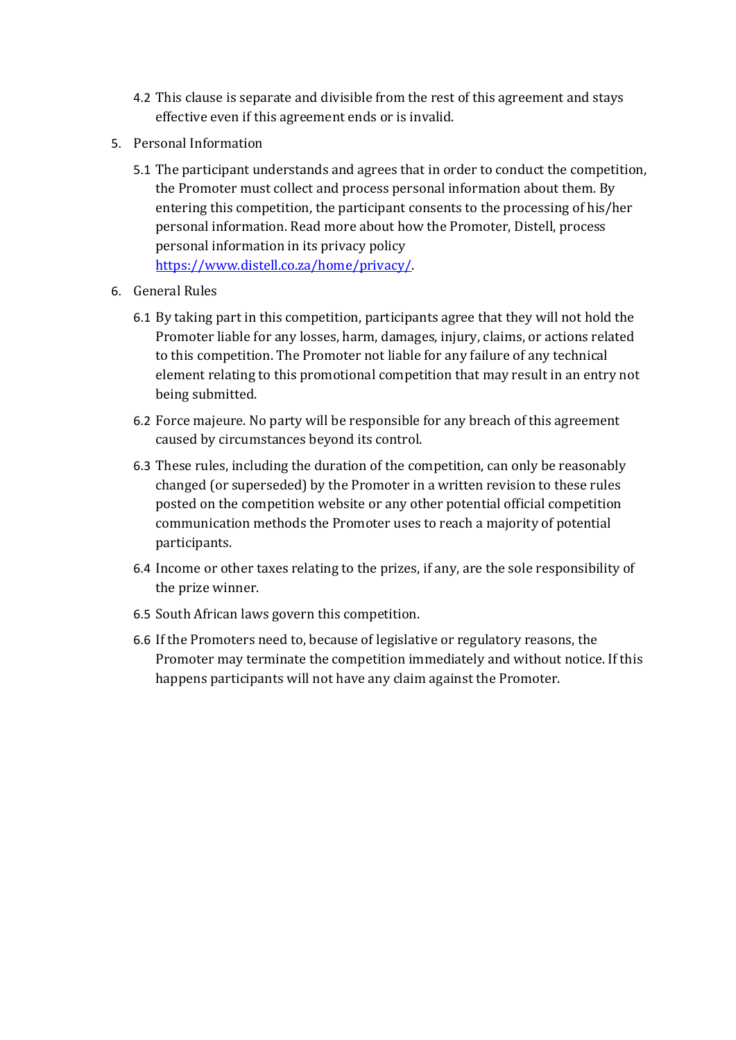4.2 This clause is separate and divisible from the rest of this agreement and stays effective even if this agreement ends or is invalid.

5. Personal Information

5.1 The participant understands and agrees that in order to conduct the competition, the Promoter must collect and process personal information about them. By entering this competition, the participant consents to the processing of his/her personal information. Read more about how the Promoter, Distell, process personal information in its privacy policy [https://www.distell.co.za/home/privacy/](https://www.distell.co.za/home/privacy/).

6. General Rules

6.1 By taking part in this competition, participants agree that they will not hold the Promoter liable for any losses, harm, damages, injury, claims, or actions related to this competition. The Promoter not liable for any failure of any technical element relating to this promotional competition that may result in an entry not being submitted.

6.2 Force majeure. No party will be responsible for any breach of this agreement caused by circumstances beyond its control.

6.3 These rules, including the duration of the competition, can only be reasonably changed (or superseded) by the Promoter in a written revision to these rules posted on the competition website or any other potential official competition communication methods the Promoter uses to reach a majority of potential participants.

6.4 Income or other taxes relating to the prizes, if any, are the sole responsibility of the prize winner.

6.5 South African laws govern this competition.

6.6 If the Promoters need to, because of legislative or regulatory reasons, the Promoter may terminate the competition immediately and without notice. If this happens participants will not have any claim against the Promoter.